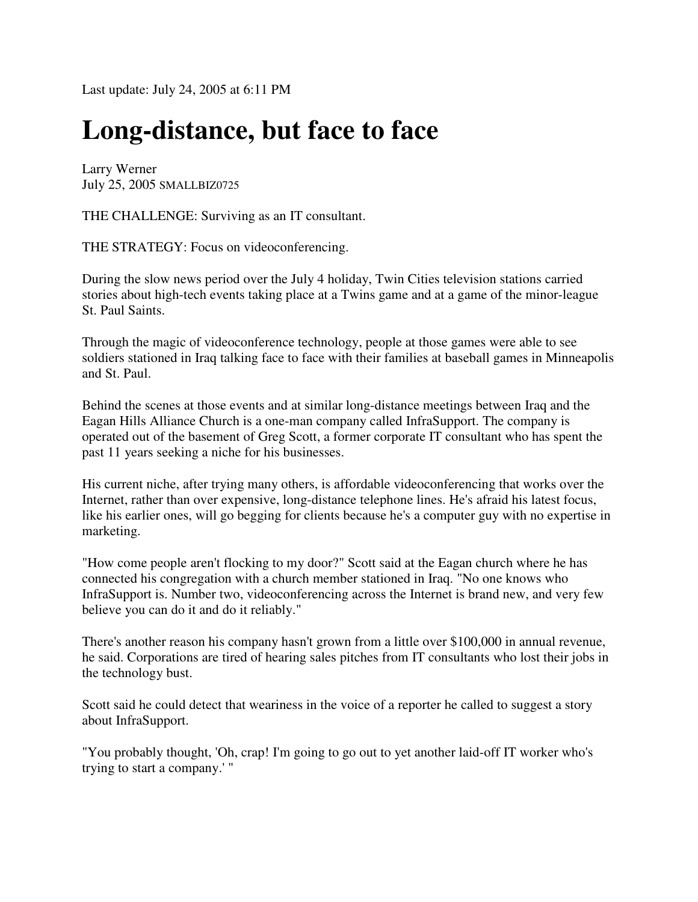Last update: July 24, 2005 at 6:11 PM

# Long-distance, but face to face

Larry Werner
July 25, 2005 SMALLBIZ0725

THE CHALLENGE: Surviving as an IT consultant.

THE STRATEGY: Focus on videoconferencing.

During the slow news period over the July 4 holiday, Twin Cities television stations carried stories about high-tech events taking place at a Twins game and at a game of the minor-league St. Paul Saints.

Through the magic of videoconference technology, people at those games were able to see soldiers stationed in Iraq talking face to face with their families at baseball games in Minneapolis and St. Paul.

Behind the scenes at those events and at similar long-distance meetings between Iraq and the Eagan Hills Alliance Church is a one-man company called InfraSupport. The company is operated out of the basement of Greg Scott, a former corporate IT consultant who has spent the past 11 years seeking a niche for his businesses.

His current niche, after trying many others, is affordable videoconferencing that works over the Internet, rather than over expensive, long-distance telephone lines. He's afraid his latest focus, like his earlier ones, will go begging for clients because he's a computer guy with no expertise in marketing.

"How come people aren't flocking to my door?" Scott said at the Eagan church where he has connected his congregation with a church member stationed in Iraq. "No one knows who InfraSupport is. Number two, videoconferencing across the Internet is brand new, and very few believe you can do it and do it reliably."

There's another reason his company hasn't grown from a little over $100,000 in annual revenue, he said. Corporations are tired of hearing sales pitches from IT consultants who lost their jobs in the technology bust.

Scott said he could detect that weariness in the voice of a reporter he called to suggest a story about InfraSupport.

"You probably thought, 'Oh, crap! I'm going to go out to yet another laid-off IT worker who's trying to start a company.' "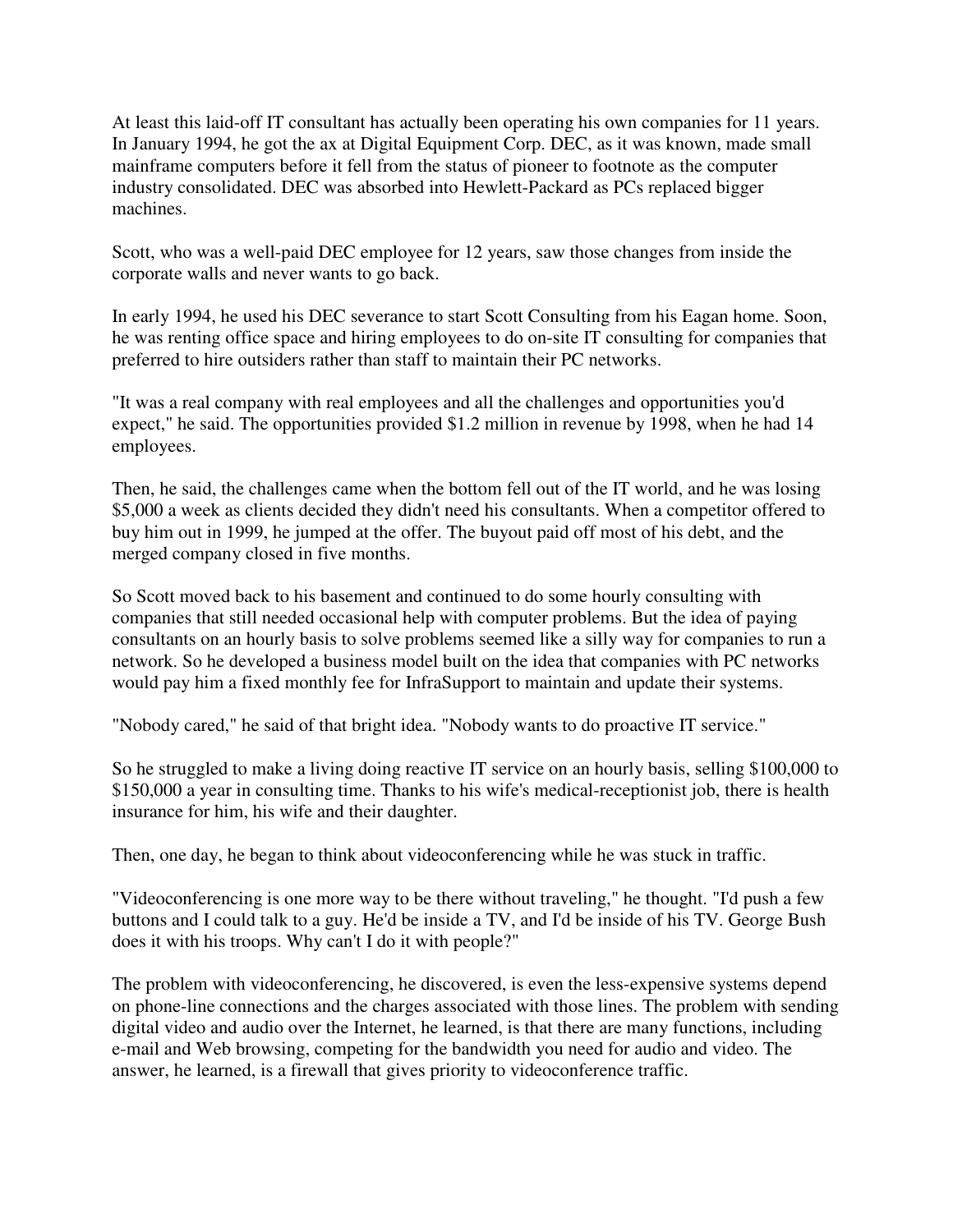At least this laid-off IT consultant has actually been operating his own companies for 11 years. In January 1994, he got the ax at Digital Equipment Corp. DEC, as it was known, made small mainframe computers before it fell from the status of pioneer to footnote as the computer industry consolidated. DEC was absorbed into Hewlett-Packard as PCs replaced bigger machines.

Scott, who was a well-paid DEC employee for 12 years, saw those changes from inside the corporate walls and never wants to go back.

In early 1994, he used his DEC severance to start Scott Consulting from his Eagan home. Soon, he was renting office space and hiring employees to do on-site IT consulting for companies that preferred to hire outsiders rather than staff to maintain their PC networks.

"It was a real company with real employees and all the challenges and opportunities you'd expect," he said. The opportunities provided $1.2 million in revenue by 1998, when he had 14 employees.

Then, he said, the challenges came when the bottom fell out of the IT world, and he was losing $5,000 a week as clients decided they didn't need his consultants. When a competitor offered to buy him out in 1999, he jumped at the offer. The buyout paid off most of his debt, and the merged company closed in five months.

So Scott moved back to his basement and continued to do some hourly consulting with companies that still needed occasional help with computer problems. But the idea of paying consultants on an hourly basis to solve problems seemed like a silly way for companies to run a network. So he developed a business model built on the idea that companies with PC networks would pay him a fixed monthly fee for InfraSupport to maintain and update their systems.

"Nobody cared," he said of that bright idea. "Nobody wants to do proactive IT service."

So he struggled to make a living doing reactive IT service on an hourly basis, selling $100,000 to $150,000 a year in consulting time. Thanks to his wife's medical-receptionist job, there is health insurance for him, his wife and their daughter.

Then, one day, he began to think about videoconferencing while he was stuck in traffic.

"Videoconferencing is one more way to be there without traveling," he thought. "I'd push a few buttons and I could talk to a guy. He'd be inside a TV, and I'd be inside of his TV. George Bush does it with his troops. Why can't I do it with people?"

The problem with videoconferencing, he discovered, is even the less-expensive systems depend on phone-line connections and the charges associated with those lines. The problem with sending digital video and audio over the Internet, he learned, is that there are many functions, including e-mail and Web browsing, competing for the bandwidth you need for audio and video. The answer, he learned, is a firewall that gives priority to videoconference traffic.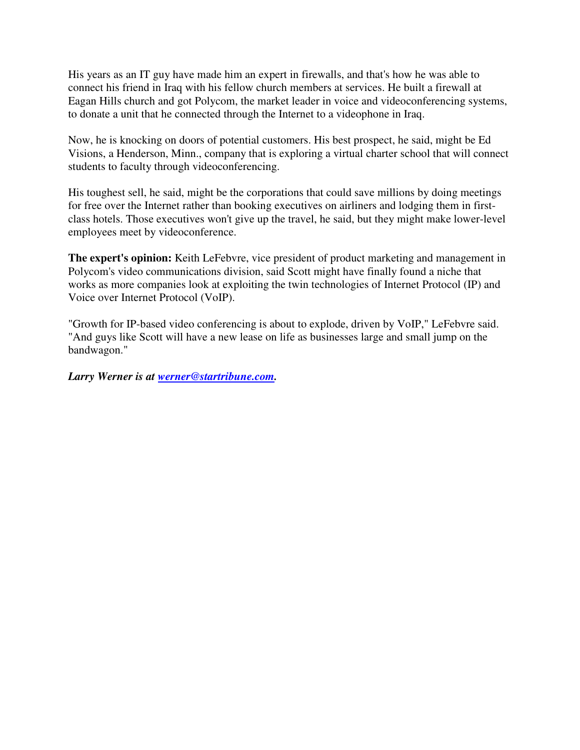His years as an IT guy have made him an expert in firewalls, and that's how he was able to connect his friend in Iraq with his fellow church members at services. He built a firewall at Eagan Hills church and got Polycom, the market leader in voice and videoconferencing systems, to donate a unit that he connected through the Internet to a videophone in Iraq.

Now, he is knocking on doors of potential customers. His best prospect, he said, might be Ed Visions, a Henderson, Minn., company that is exploring a virtual charter school that will connect students to faculty through videoconferencing.

His toughest sell, he said, might be the corporations that could save millions by doing meetings for free over the Internet rather than booking executives on airliners and lodging them in first-class hotels. Those executives won't give up the travel, he said, but they might make lower-level employees meet by videoconference.

**The expert's opinion:** Keith LeFebvre, vice president of product marketing and management in Polycom's video communications division, said Scott might have finally found a niche that works as more companies look at exploiting the twin technologies of Internet Protocol (IP) and Voice over Internet Protocol (VoIP).

"Growth for IP-based video conferencing is about to explode, driven by VoIP," LeFebvre said. "And guys like Scott will have a new lease on life as businesses large and small jump on the bandwagon."

***Larry Werner is at [werner@startribune.com](mailto:werner@startribune.com).***